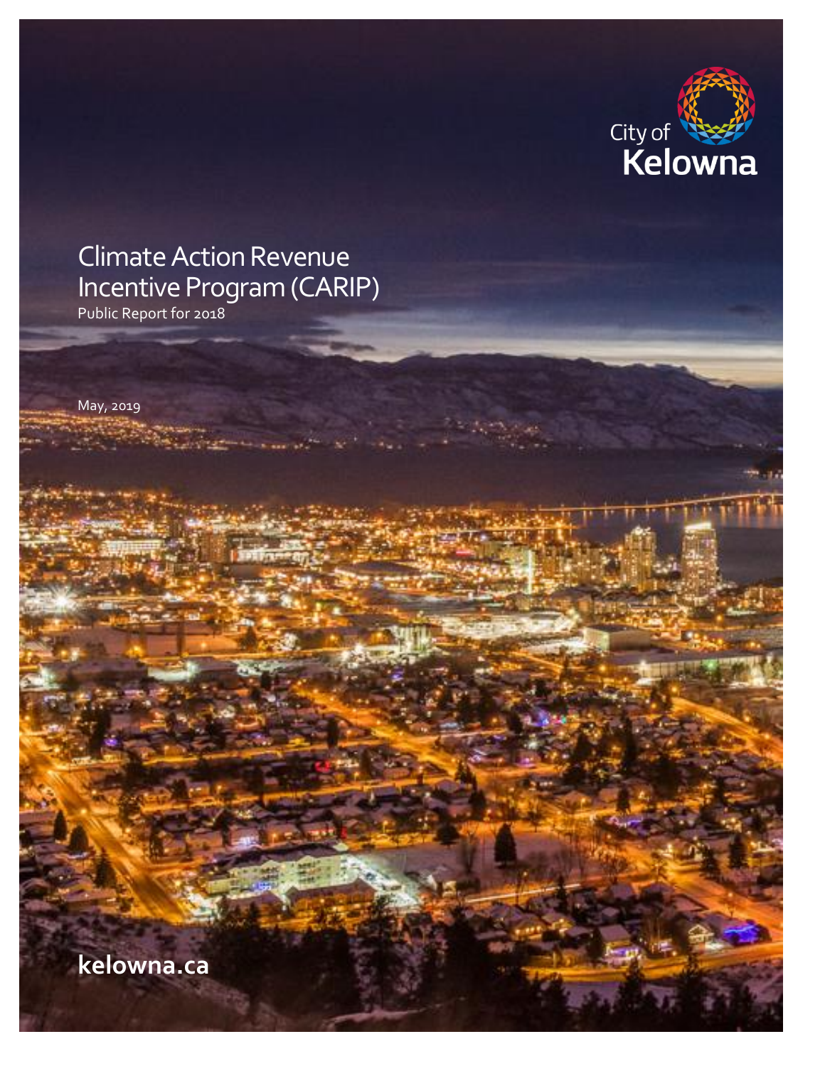City of Kelowna

# Climate Action Revenue Incentive Program (CARIP)

Public Report for 2018

May, 2019

**kelowna.ca**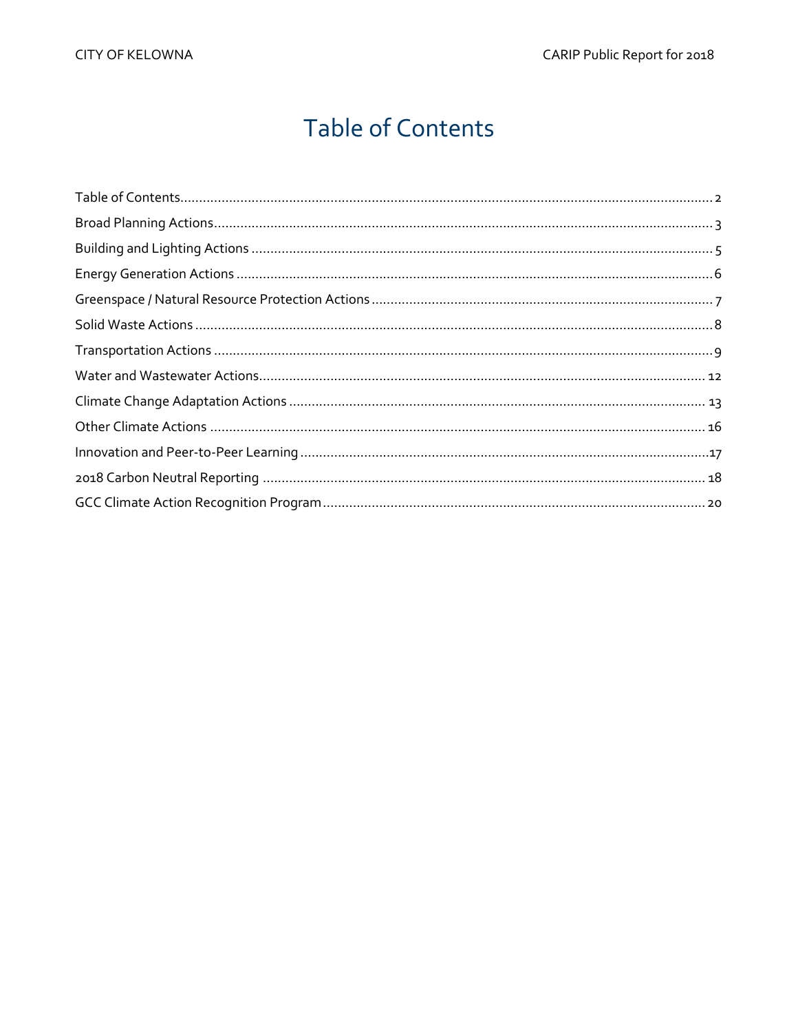# Table of Contents

Table of Contents .......... 2
Broad Planning Actions .......... 3
Building and Lighting Actions .......... 5
Energy Generation Actions .......... 6
Greenspace / Natural Resource Protection Actions .......... 7
Solid Waste Actions .......... 8
Transportation Actions .......... 9
Water and Wastewater Actions .......... 12
Climate Change Adaptation Actions .......... 13
Other Climate Actions .......... 16
Innovation and Peer-to-Peer Learning .......... 17
2018 Carbon Neutral Reporting .......... 18
GCC Climate Action Recognition Program .......... 20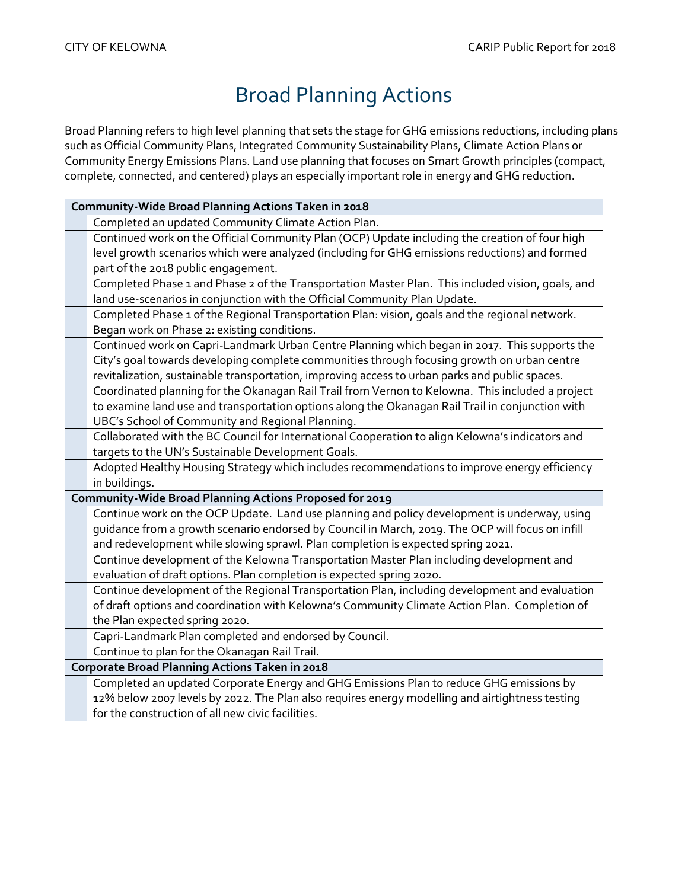# Broad Planning Actions

Broad Planning refers to high level planning that sets the stage for GHG emissions reductions, including plans such as Official Community Plans, Integrated Community Sustainability Plans, Climate Action Plans or Community Energy Emissions Plans. Land use planning that focuses on Smart Growth principles (compact, complete, connected, and centered) plays an especially important role in energy and GHG reduction.

| **Community-Wide Broad Planning Actions Taken in 2018** | |
|---|---|
| | Completed an updated Community Climate Action Plan. |
| | Continued work on the Official Community Plan (OCP) Update including the creation of four high level growth scenarios which were analyzed (including for GHG emissions reductions) and formed part of the 2018 public engagement. |
| | Completed Phase 1 and Phase 2 of the Transportation Master Plan. This included vision, goals, and land use-scenarios in conjunction with the Official Community Plan Update. |
| | Completed Phase 1 of the Regional Transportation Plan: vision, goals and the regional network. Began work on Phase 2: existing conditions. |
| | Continued work on Capri-Landmark Urban Centre Planning which began in 2017. This supports the City's goal towards developing complete communities through focusing growth on urban centre revitalization, sustainable transportation, improving access to urban parks and public spaces. |
| | Coordinated planning for the Okanagan Rail Trail from Vernon to Kelowna. This included a project to examine land use and transportation options along the Okanagan Rail Trail in conjunction with UBC's School of Community and Regional Planning. |
| | Collaborated with the BC Council for International Cooperation to align Kelowna's indicators and targets to the UN's Sustainable Development Goals. |
| | Adopted Healthy Housing Strategy which includes recommendations to improve energy efficiency in buildings. |
| **Community-Wide Broad Planning Actions Proposed for 2019** | |
| | Continue work on the OCP Update. Land use planning and policy development is underway, using guidance from a growth scenario endorsed by Council in March, 2019. The OCP will focus on infill and redevelopment while slowing sprawl. Plan completion is expected spring 2021. |
| | Continue development of the Kelowna Transportation Master Plan including development and evaluation of draft options. Plan completion is expected spring 2020. |
| | Continue development of the Regional Transportation Plan, including development and evaluation of draft options and coordination with Kelowna's Community Climate Action Plan. Completion of the Plan expected spring 2020. |
| | Capri-Landmark Plan completed and endorsed by Council. |
| | Continue to plan for the Okanagan Rail Trail. |
| **Corporate Broad Planning Actions Taken in 2018** | |
| | Completed an updated Corporate Energy and GHG Emissions Plan to reduce GHG emissions by 12% below 2007 levels by 2022. The Plan also requires energy modelling and airtightness testing for the construction of all new civic facilities. |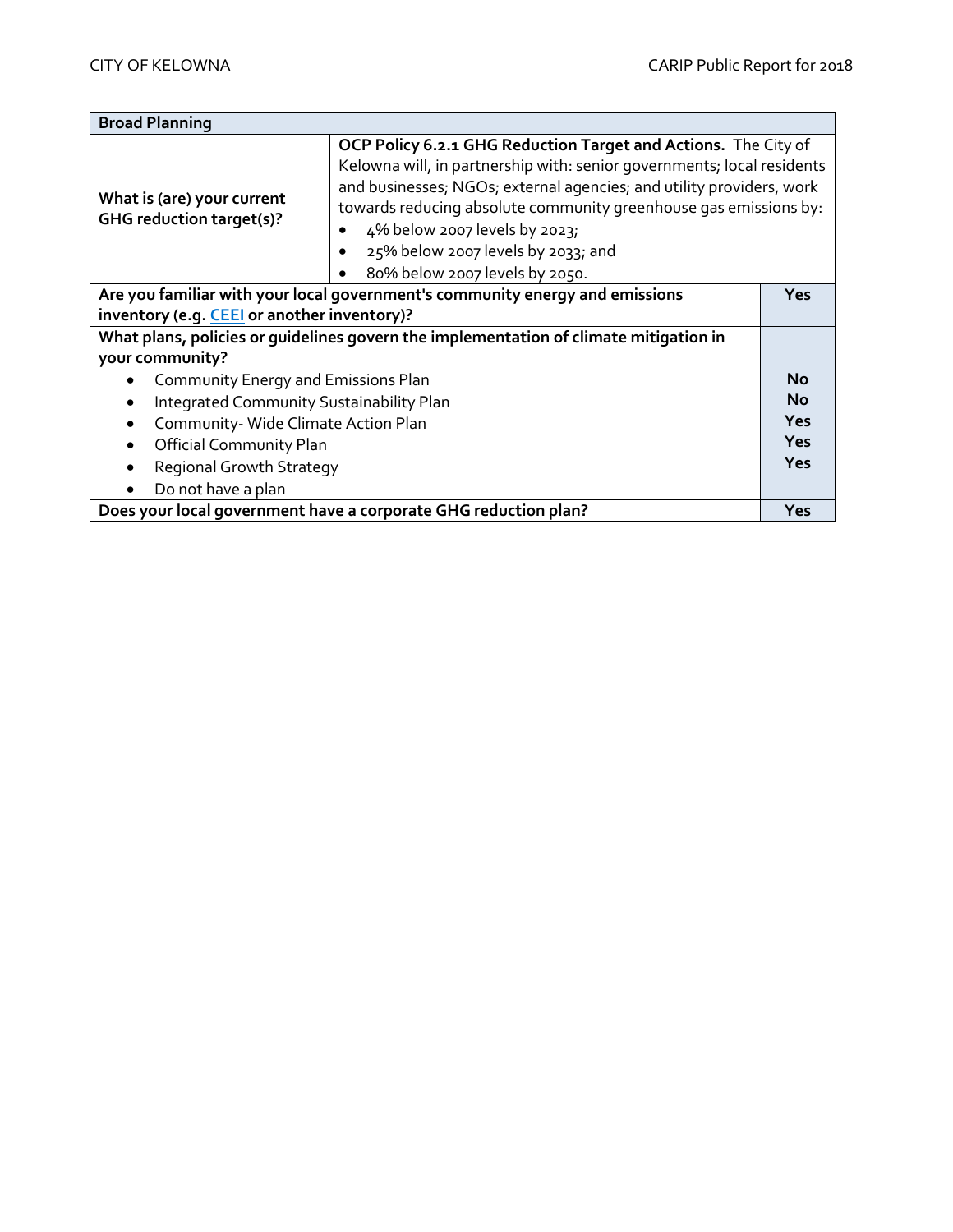| Broad Planning | | |
|---|---|---|
| **What is (are) your current GHG reduction target(s)?** | **OCP Policy 6.2.1 GHG Reduction Target and Actions.** The City of Kelowna will, in partnership with: senior governments; local residents and businesses; NGOs; external agencies; and utility providers, work towards reducing absolute community greenhouse gas emissions by:<br>• 4% below 2007 levels by 2023;<br>• 25% below 2007 levels by 2033; and<br>• 80% below 2007 levels by 2050. | |
| **Are you familiar with your local government's community energy and emissions inventory (e.g. CEEI or another inventory)?** | | **Yes** |
| **What plans, policies or guidelines govern the implementation of climate mitigation in your community?** | | |
| • Community Energy and Emissions Plan | | **No** |
| • Integrated Community Sustainability Plan | | **No** |
| • Community- Wide Climate Action Plan | | **Yes** |
| • Official Community Plan | | **Yes** |
| • Regional Growth Strategy | | **Yes** |
| • Do not have a plan | | |
| **Does your local government have a corporate GHG reduction plan?** | | **Yes** |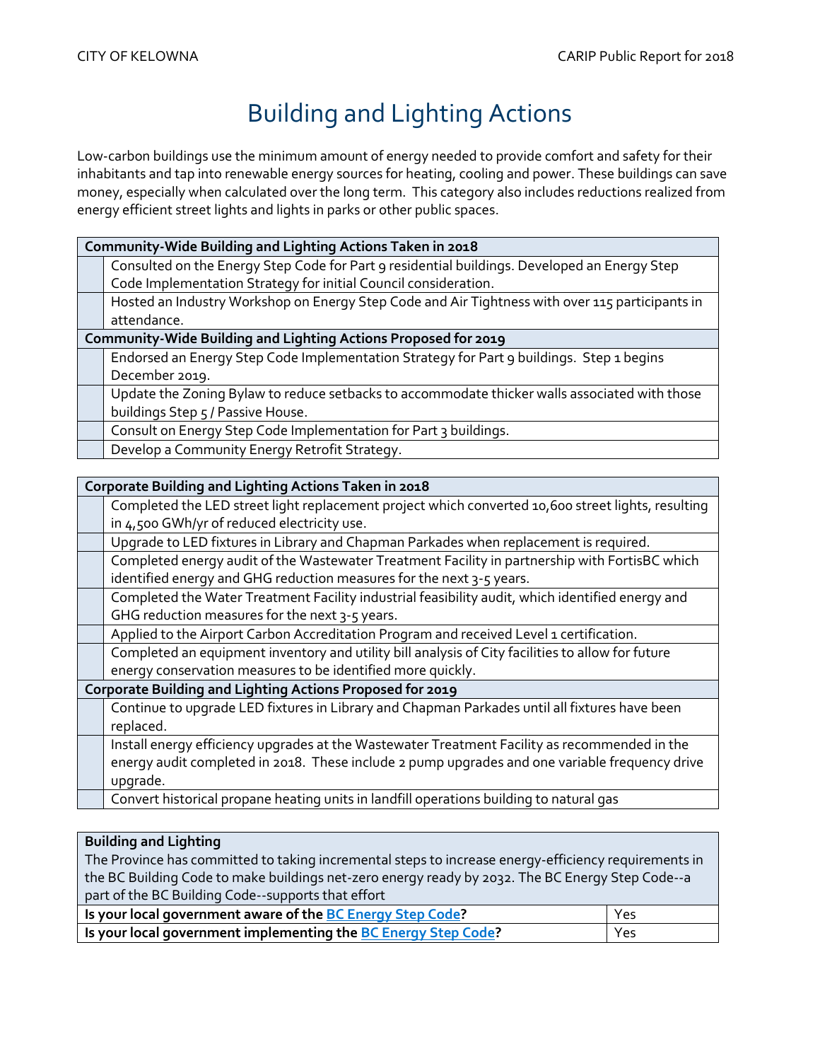# Building and Lighting Actions

Low-carbon buildings use the minimum amount of energy needed to provide comfort and safety for their inhabitants and tap into renewable energy sources for heating, cooling and power. These buildings can save money, especially when calculated over the long term. This category also includes reductions realized from energy efficient street lights and lights in parks or other public spaces.

| Community-Wide Building and Lighting Actions Taken in 2018 | |
|---|---|
| | Consulted on the Energy Step Code for Part 9 residential buildings. Developed an Energy Step Code Implementation Strategy for initial Council consideration. |
| | Hosted an Industry Workshop on Energy Step Code and Air Tightness with over 115 participants in attendance. |
| **Community-Wide Building and Lighting Actions Proposed for 2019** | |
| | Endorsed an Energy Step Code Implementation Strategy for Part 9 buildings. Step 1 begins December 2019. |
| | Update the Zoning Bylaw to reduce setbacks to accommodate thicker walls associated with those buildings Step 5 / Passive House. |
| | Consult on Energy Step Code Implementation for Part 3 buildings. |
| | Develop a Community Energy Retrofit Strategy. |

| Corporate Building and Lighting Actions Taken in 2018 | |
|---|---|
| | Completed the LED street light replacement project which converted 10,600 street lights, resulting in 4,500 GWh/yr of reduced electricity use. |
| | Upgrade to LED fixtures in Library and Chapman Parkades when replacement is required. |
| | Completed energy audit of the Wastewater Treatment Facility in partnership with FortisBC which identified energy and GHG reduction measures for the next 3-5 years. |
| | Completed the Water Treatment Facility industrial feasibility audit, which identified energy and GHG reduction measures for the next 3-5 years. |
| | Applied to the Airport Carbon Accreditation Program and received Level 1 certification. |
| | Completed an equipment inventory and utility bill analysis of City facilities to allow for future energy conservation measures to be identified more quickly. |
| **Corporate Building and Lighting Actions Proposed for 2019** | |
| | Continue to upgrade LED fixtures in Library and Chapman Parkades until all fixtures have been replaced. |
| | Install energy efficiency upgrades at the Wastewater Treatment Facility as recommended in the energy audit completed in 2018. These include 2 pump upgrades and one variable frequency drive upgrade. |
| | Convert historical propane heating units in landfill operations building to natural gas |

| Building and Lighting<br>The Province has committed to taking incremental steps to increase energy-efficiency requirements in the BC Building Code to make buildings net-zero energy ready by 2032. The BC Energy Step Code--a part of the BC Building Code--supports that effort | |
|---|---|
| **Is your local government aware of the BC Energy Step Code?** | Yes |
| **Is your local government implementing the BC Energy Step Code?** | Yes |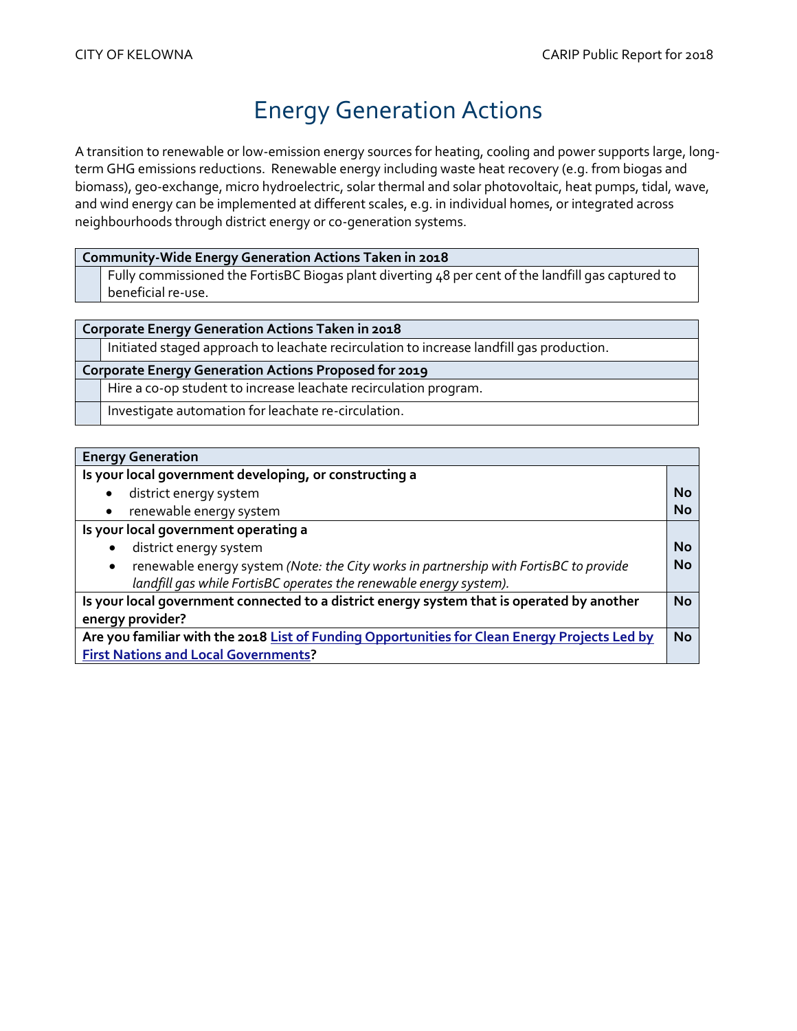# Energy Generation Actions

A transition to renewable or low-emission energy sources for heating, cooling and power supports large, long-term GHG emissions reductions. Renewable energy including waste heat recovery (e.g. from biogas and biomass), geo-exchange, micro hydroelectric, solar thermal and solar photovoltaic, heat pumps, tidal, wave, and wind energy can be implemented at different scales, e.g. in individual homes, or integrated across neighbourhoods through district energy or co-generation systems.

| **Community-Wide Energy Generation Actions Taken in 2018** | |
|---|---|
| | Fully commissioned the FortisBC Biogas plant diverting 48 per cent of the landfill gas captured to beneficial re-use. |

| **Corporate Energy Generation Actions Taken in 2018** | |
|---|---|
| | Initiated staged approach to leachate recirculation to increase landfill gas production. |
| **Corporate Energy Generation Actions Proposed for 2019** | |
| | Hire a co-op student to increase leachate recirculation program. |
| | Investigate automation for leachate re-circulation. |

| **Energy Generation** | |
|---|---|
| **Is your local government developing, or constructing a** | |
| • district energy system | **No** |
| • renewable energy system | **No** |
| **Is your local government operating a** | |
| • district energy system | **No** |
| • renewable energy system *(Note: the City works in partnership with FortisBC to provide landfill gas while FortisBC operates the renewable energy system).* | **No** |
| **Is your local government connected to a district energy system that is operated by another energy provider?** | **No** |
| **Are you familiar with the 2018 List of Funding Opportunities for Clean Energy Projects Led by First Nations and Local Governments?** | **No** |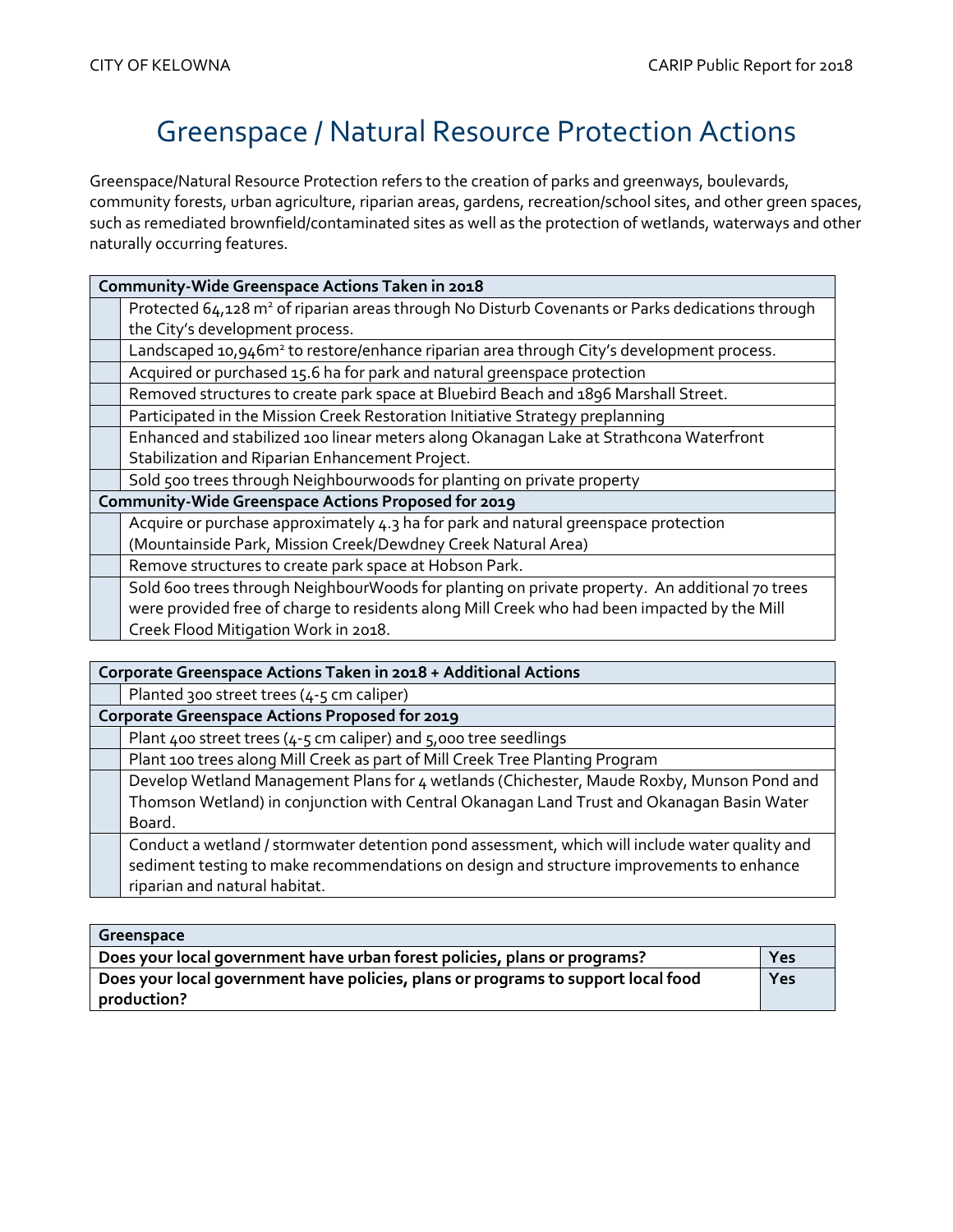# Greenspace / Natural Resource Protection Actions

Greenspace/Natural Resource Protection refers to the creation of parks and greenways, boulevards, community forests, urban agriculture, riparian areas, gardens, recreation/school sites, and other green spaces, such as remediated brownfield/contaminated sites as well as the protection of wetlands, waterways and other naturally occurring features.

| Community-Wide Greenspace Actions Taken in 2018 | |
|---|---|
| | Protected 64,128 $m^2$ of riparian areas through No Disturb Covenants or Parks dedications through the City's development process. |
| | Landscaped 10,946$m^2$ to restore/enhance riparian area through City's development process. |
| | Acquired or purchased 15.6 ha for park and natural greenspace protection |
| | Removed structures to create park space at Bluebird Beach and 1896 Marshall Street. |
| | Participated in the Mission Creek Restoration Initiative Strategy preplanning |
| | Enhanced and stabilized 100 linear meters along Okanagan Lake at Strathcona Waterfront Stabilization and Riparian Enhancement Project. |
| | Sold 500 trees through Neighbourwoods for planting on private property |
| **Community-Wide Greenspace Actions Proposed for 2019** | |
| | Acquire or purchase approximately 4.3 ha for park and natural greenspace protection (Mountainside Park, Mission Creek/Dewdney Creek Natural Area) |
| | Remove structures to create park space at Hobson Park. |
| | Sold 600 trees through NeighbourWoods for planting on private property. An additional 70 trees were provided free of charge to residents along Mill Creek who had been impacted by the Mill Creek Flood Mitigation Work in 2018. |

| Corporate Greenspace Actions Taken in 2018 + Additional Actions | |
|---|---|
| | Planted 300 street trees (4-5 cm caliper) |
| **Corporate Greenspace Actions Proposed for 2019** | |
| | Plant 400 street trees (4-5 cm caliper) and 5,000 tree seedlings |
| | Plant 100 trees along Mill Creek as part of Mill Creek Tree Planting Program |
| | Develop Wetland Management Plans for 4 wetlands (Chichester, Maude Roxby, Munson Pond and Thomson Wetland) in conjunction with Central Okanagan Land Trust and Okanagan Basin Water Board. |
| | Conduct a wetland / stormwater detention pond assessment, which will include water quality and sediment testing to make recommendations on design and structure improvements to enhance riparian and natural habitat. |

| Greenspace | |
|---|---|
| **Does your local government have urban forest policies, plans or programs?** | **Yes** |
| **Does your local government have policies, plans or programs to support local food production?** | **Yes** |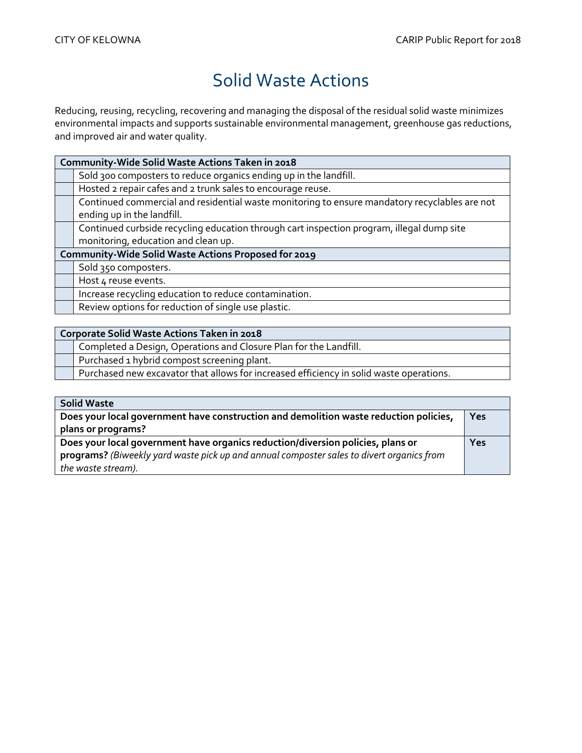# Solid Waste Actions

Reducing, reusing, recycling, recovering and managing the disposal of the residual solid waste minimizes environmental impacts and supports sustainable environmental management, greenhouse gas reductions, and improved air and water quality.

| Community-Wide Solid Waste Actions Taken in 2018 | |
|---|---|
| | Sold 300 composters to reduce organics ending up in the landfill. |
| | Hosted 2 repair cafes and 2 trunk sales to encourage reuse. |
| | Continued commercial and residential waste monitoring to ensure mandatory recyclables are not ending up in the landfill. |
| | Continued curbside recycling education through cart inspection program, illegal dump site monitoring, education and clean up. |
| **Community-Wide Solid Waste Actions Proposed for 2019** | |
| | Sold 350 composters. |
| | Host 4 reuse events. |
| | Increase recycling education to reduce contamination. |
| | Review options for reduction of single use plastic. |

| Corporate Solid Waste Actions Taken in 2018 | |
|---|---|
| | Completed a Design, Operations and Closure Plan for the Landfill. |
| | Purchased 1 hybrid compost screening plant. |
| | Purchased new excavator that allows for increased efficiency in solid waste operations. |

| Solid Waste | |
|---|---|
| **Does your local government have construction and demolition waste reduction policies, plans or programs?** | **Yes** |
| **Does your local government have organics reduction/diversion policies, plans or programs?** *(Biweekly yard waste pick up and annual composter sales to divert organics from the waste stream).* | **Yes** |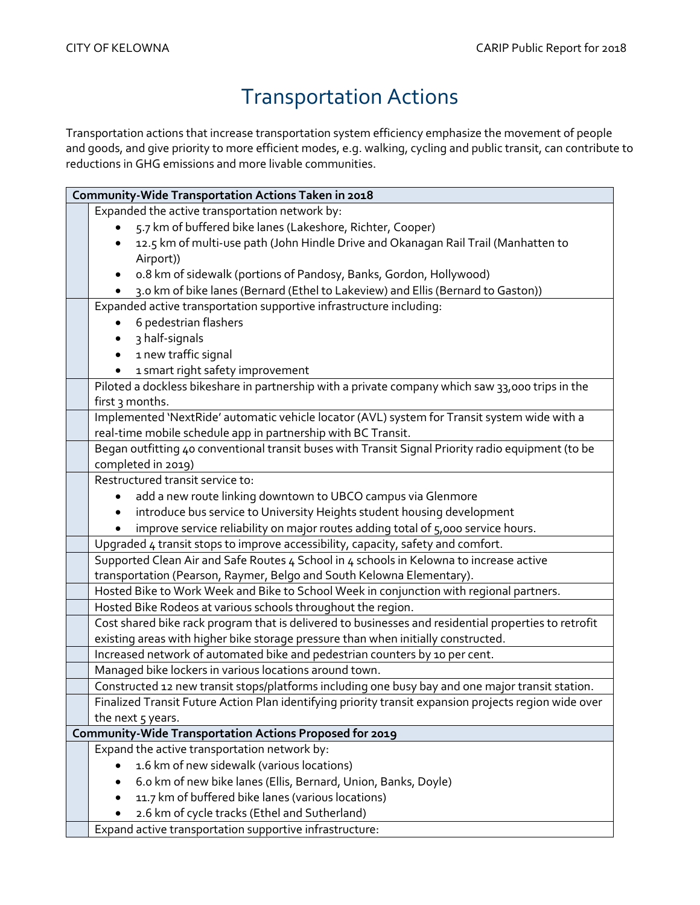# Transportation Actions

Transportation actions that increase transportation system efficiency emphasize the movement of people and goods, and give priority to more efficient modes, e.g. walking, cycling and public transit, can contribute to reductions in GHG emissions and more livable communities.

| | **Community-Wide Transportation Actions Taken in 2018** |
|---|---|
| | Expanded the active transportation network by:<br>• 5.7 km of buffered bike lanes (Lakeshore, Richter, Cooper)<br>• 12.5 km of multi-use path (John Hindle Drive and Okanagan Rail Trail (Manhatten to Airport))<br>• 0.8 km of sidewalk (portions of Pandosy, Banks, Gordon, Hollywood)<br>• 3.0 km of bike lanes (Bernard (Ethel to Lakeview) and Ellis (Bernard to Gaston)) |
| | Expanded active transportation supportive infrastructure including:<br>• 6 pedestrian flashers<br>• 3 half-signals<br>• 1 new traffic signal<br>• 1 smart right safety improvement |
| | Piloted a dockless bikeshare in partnership with a private company which saw 33,000 trips in the first 3 months. |
| | Implemented 'NextRide' automatic vehicle locator (AVL) system for Transit system wide with a real-time mobile schedule app in partnership with BC Transit. |
| | Began outfitting 40 conventional transit buses with Transit Signal Priority radio equipment (to be completed in 2019) |
| | Restructured transit service to:<br>• add a new route linking downtown to UBCO campus via Glenmore<br>• introduce bus service to University Heights student housing development<br>• improve service reliability on major routes adding total of 5,000 service hours. |
| | Upgraded 4 transit stops to improve accessibility, capacity, safety and comfort. |
| | Supported Clean Air and Safe Routes 4 School in 4 schools in Kelowna to increase active transportation (Pearson, Raymer, Belgo and South Kelowna Elementary). |
| | Hosted Bike to Work Week and Bike to School Week in conjunction with regional partners. |
| | Hosted Bike Rodeos at various schools throughout the region. |
| | Cost shared bike rack program that is delivered to businesses and residential properties to retrofit existing areas with higher bike storage pressure than when initially constructed. |
| | Increased network of automated bike and pedestrian counters by 10 per cent. |
| | Managed bike lockers in various locations around town. |
| | Constructed 12 new transit stops/platforms including one busy bay and one major transit station. |
| | Finalized Transit Future Action Plan identifying priority transit expansion projects region wide over the next 5 years. |
| | **Community-Wide Transportation Actions Proposed for 2019** |
| | Expand the active transportation network by:<br>• 1.6 km of new sidewalk (various locations)<br>• 6.0 km of new bike lanes (Ellis, Bernard, Union, Banks, Doyle)<br>• 11.7 km of buffered bike lanes (various locations)<br>• 2.6 km of cycle tracks (Ethel and Sutherland) |
| | Expand active transportation supportive infrastructure: |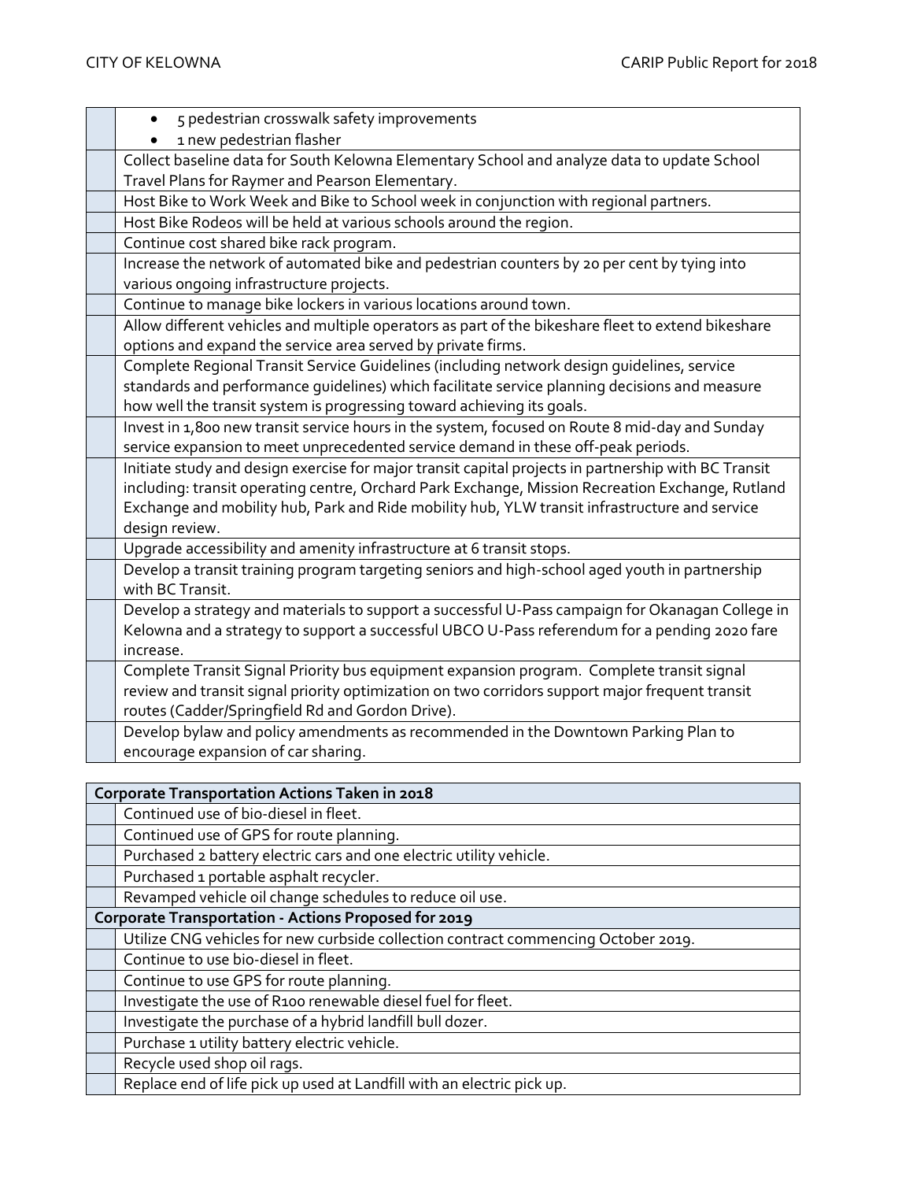| | |
|---|---|
| | • 5 pedestrian crosswalk safety improvements<br>• 1 new pedestrian flasher |
| | Collect baseline data for South Kelowna Elementary School and analyze data to update School Travel Plans for Raymer and Pearson Elementary. |
| | Host Bike to Work Week and Bike to School week in conjunction with regional partners. |
| | Host Bike Rodeos will be held at various schools around the region. |
| | Continue cost shared bike rack program. |
| | Increase the network of automated bike and pedestrian counters by 20 per cent by tying into various ongoing infrastructure projects. |
| | Continue to manage bike lockers in various locations around town. |
| | Allow different vehicles and multiple operators as part of the bikeshare fleet to extend bikeshare options and expand the service area served by private firms. |
| | Complete Regional Transit Service Guidelines (including network design guidelines, service standards and performance guidelines) which facilitate service planning decisions and measure how well the transit system is progressing toward achieving its goals. |
| | Invest in 1,800 new transit service hours in the system, focused on Route 8 mid-day and Sunday service expansion to meet unprecedented service demand in these off-peak periods. |
| | Initiate study and design exercise for major transit capital projects in partnership with BC Transit including: transit operating centre, Orchard Park Exchange, Mission Recreation Exchange, Rutland Exchange and mobility hub, Park and Ride mobility hub, YLW transit infrastructure and service design review. |
| | Upgrade accessibility and amenity infrastructure at 6 transit stops. |
| | Develop a transit training program targeting seniors and high-school aged youth in partnership with BC Transit. |
| | Develop a strategy and materials to support a successful U-Pass campaign for Okanagan College in Kelowna and a strategy to support a successful UBCO U-Pass referendum for a pending 2020 fare increase. |
| | Complete Transit Signal Priority bus equipment expansion program. Complete transit signal review and transit signal priority optimization on two corridors support major frequent transit routes (Cadder/Springfield Rd and Gordon Drive). |
| | Develop bylaw and policy amendments as recommended in the Downtown Parking Plan to encourage expansion of car sharing. |

| **Corporate Transportation Actions Taken in 2018** | |
|---|---|
| | Continued use of bio-diesel in fleet. |
| | Continued use of GPS for route planning. |
| | Purchased 2 battery electric cars and one electric utility vehicle. |
| | Purchased 1 portable asphalt recycler. |
| | Revamped vehicle oil change schedules to reduce oil use. |
| **Corporate Transportation - Actions Proposed for 2019** | |
| | Utilize CNG vehicles for new curbside collection contract commencing October 2019. |
| | Continue to use bio-diesel in fleet. |
| | Continue to use GPS for route planning. |
| | Investigate the use of R100 renewable diesel fuel for fleet. |
| | Investigate the purchase of a hybrid landfill bull dozer. |
| | Purchase 1 utility battery electric vehicle. |
| | Recycle used shop oil rags. |
| | Replace end of life pick up used at Landfill with an electric pick up. |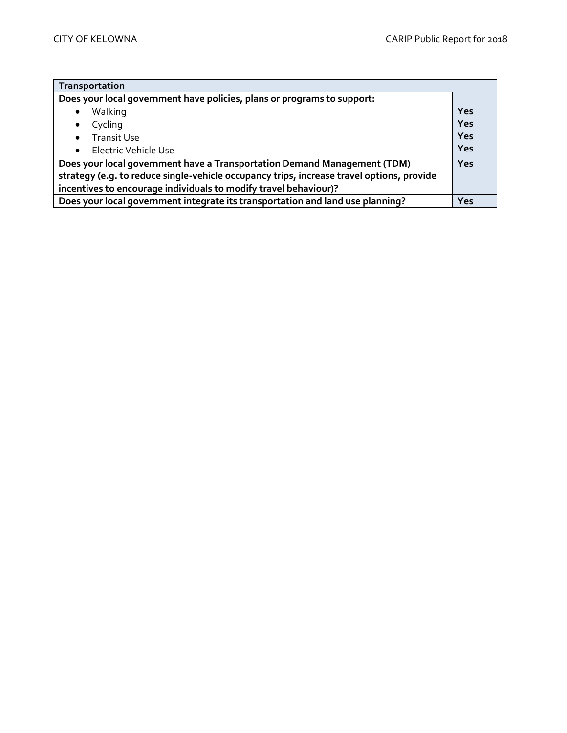| Transportation | |
|---|---|
| **Does your local government have policies, plans or programs to support:** | |
| • Walking | **Yes** |
| • Cycling | **Yes** |
| • Transit Use | **Yes** |
| • Electric Vehicle Use | **Yes** |
| **Does your local government have a Transportation Demand Management (TDM) strategy (e.g. to reduce single-vehicle occupancy trips, increase travel options, provide incentives to encourage individuals to modify travel behaviour)?** | **Yes** |
| **Does your local government integrate its transportation and land use planning?** | **Yes** |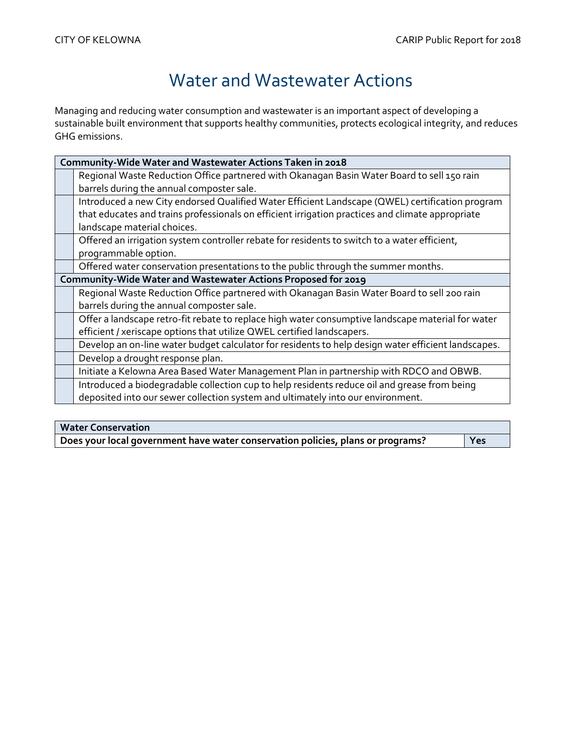# Water and Wastewater Actions

Managing and reducing water consumption and wastewater is an important aspect of developing a sustainable built environment that supports healthy communities, protects ecological integrity, and reduces GHG emissions.

| **Community-Wide Water and Wastewater Actions Taken in 2018** | |
|---|---|
| | Regional Waste Reduction Office partnered with Okanagan Basin Water Board to sell 150 rain barrels during the annual composter sale. |
| | Introduced a new City endorsed Qualified Water Efficient Landscape (QWEL) certification program that educates and trains professionals on efficient irrigation practices and climate appropriate landscape material choices. |
| | Offered an irrigation system controller rebate for residents to switch to a water efficient, programmable option. |
| | Offered water conservation presentations to the public through the summer months. |
| **Community-Wide Water and Wastewater Actions Proposed for 2019** | |
| | Regional Waste Reduction Office partnered with Okanagan Basin Water Board to sell 200 rain barrels during the annual composter sale. |
| | Offer a landscape retro-fit rebate to replace high water consumptive landscape material for water efficient / xeriscape options that utilize QWEL certified landscapers. |
| | Develop an on-line water budget calculator for residents to help design water efficient landscapes. |
| | Develop a drought response plan. |
| | Initiate a Kelowna Area Based Water Management Plan in partnership with RDCO and OBWB. |
| | Introduced a biodegradable collection cup to help residents reduce oil and grease from being deposited into our sewer collection system and ultimately into our environment. |

| **Water Conservation** | |
|---|---|
| **Does your local government have water conservation policies, plans or programs?** | **Yes** |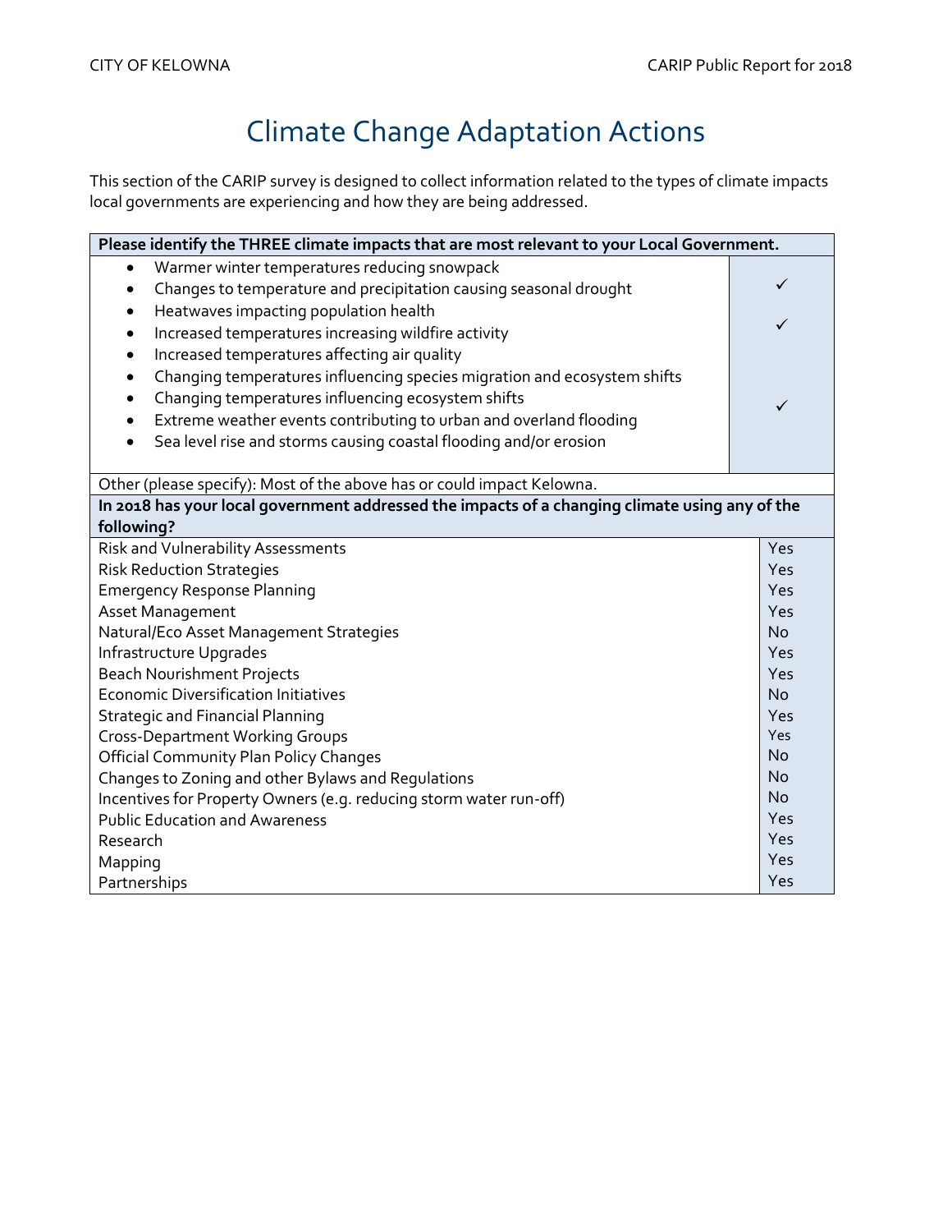# Climate Change Adaptation Actions

This section of the CARIP survey is designed to collect information related to the types of climate impacts local governments are experiencing and how they are being addressed.

| **Please identify the THREE climate impacts that are most relevant to your Local Government.** | |
|---|---|
| Warmer winter temperatures reducing snowpack | |
| Changes to temperature and precipitation causing seasonal drought | ✓ |
| Heatwaves impacting population health | |
| Increased temperatures increasing wildfire activity | ✓ |
| Increased temperatures affecting air quality | |
| Changing temperatures influencing species migration and ecosystem shifts | |
| Changing temperatures influencing ecosystem shifts | |
| Extreme weather events contributing to urban and overland flooding | ✓ |
| Sea level rise and storms causing coastal flooding and/or erosion | |
| Other (please specify): Most of the above has or could impact Kelowna. | |

| **In 2018 has your local government addressed the impacts of a changing climate using any of the following?** | |
|---|---|
| Risk and Vulnerability Assessments | Yes |
| Risk Reduction Strategies | Yes |
| Emergency Response Planning | Yes |
| Asset Management | Yes |
| Natural/Eco Asset Management Strategies | No |
| Infrastructure Upgrades | Yes |
| Beach Nourishment Projects | Yes |
| Economic Diversification Initiatives | No |
| Strategic and Financial Planning | Yes |
| Cross-Department Working Groups | Yes |
| Official Community Plan Policy Changes | No |
| Changes to Zoning and other Bylaws and Regulations | No |
| Incentives for Property Owners (e.g. reducing storm water run-off) | No |
| Public Education and Awareness | Yes |
| Research | Yes |
| Mapping | Yes |
| Partnerships | Yes |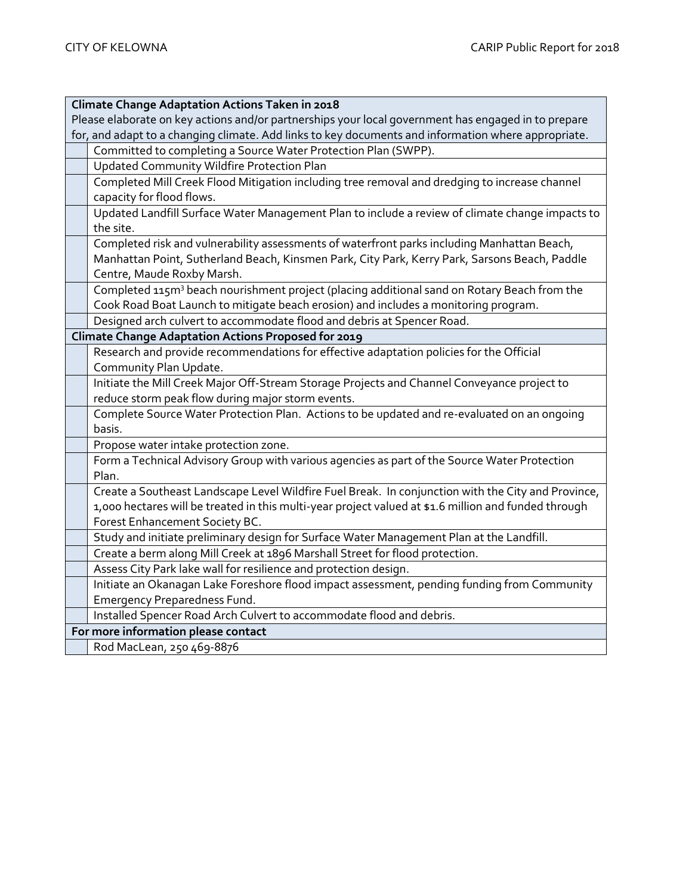| Climate Change Adaptation Actions Taken in 2018 | |
|---|---|
| Please elaborate on key actions and/or partnerships your local government has engaged in to prepare for, and adapt to a changing climate. Add links to key documents and information where appropriate. | |
| | Committed to completing a Source Water Protection Plan (SWPP). |
| | Updated Community Wildfire Protection Plan |
| | Completed Mill Creek Flood Mitigation including tree removal and dredging to increase channel capacity for flood flows. |
| | Updated Landfill Surface Water Management Plan to include a review of climate change impacts to the site. |
| | Completed risk and vulnerability assessments of waterfront parks including Manhattan Beach, Manhattan Point, Sutherland Beach, Kinsmen Park, City Park, Kerry Park, Sarsons Beach, Paddle Centre, Maude Roxby Marsh. |
| | Completed 115m³ beach nourishment project (placing additional sand on Rotary Beach from the Cook Road Boat Launch to mitigate beach erosion) and includes a monitoring program. |
| | Designed arch culvert to accommodate flood and debris at Spencer Road. |
| **Climate Change Adaptation Actions Proposed for 2019** | |
| | Research and provide recommendations for effective adaptation policies for the Official Community Plan Update. |
| | Initiate the Mill Creek Major Off-Stream Storage Projects and Channel Conveyance project to reduce storm peak flow during major storm events. |
| | Complete Source Water Protection Plan. Actions to be updated and re-evaluated on an ongoing basis. |
| | Propose water intake protection zone. |
| | Form a Technical Advisory Group with various agencies as part of the Source Water Protection Plan. |
| | Create a Southeast Landscape Level Wildfire Fuel Break. In conjunction with the City and Province, 1,000 hectares will be treated in this multi-year project valued at $1.6 million and funded through Forest Enhancement Society BC. |
| | Study and initiate preliminary design for Surface Water Management Plan at the Landfill. |
| | Create a berm along Mill Creek at 1896 Marshall Street for flood protection. |
| | Assess City Park lake wall for resilience and protection design. |
| | Initiate an Okanagan Lake Foreshore flood impact assessment, pending funding from Community Emergency Preparedness Fund. |
| | Installed Spencer Road Arch Culvert to accommodate flood and debris. |
| **For more information please contact** | |
| | Rod MacLean, 250 469-8876 |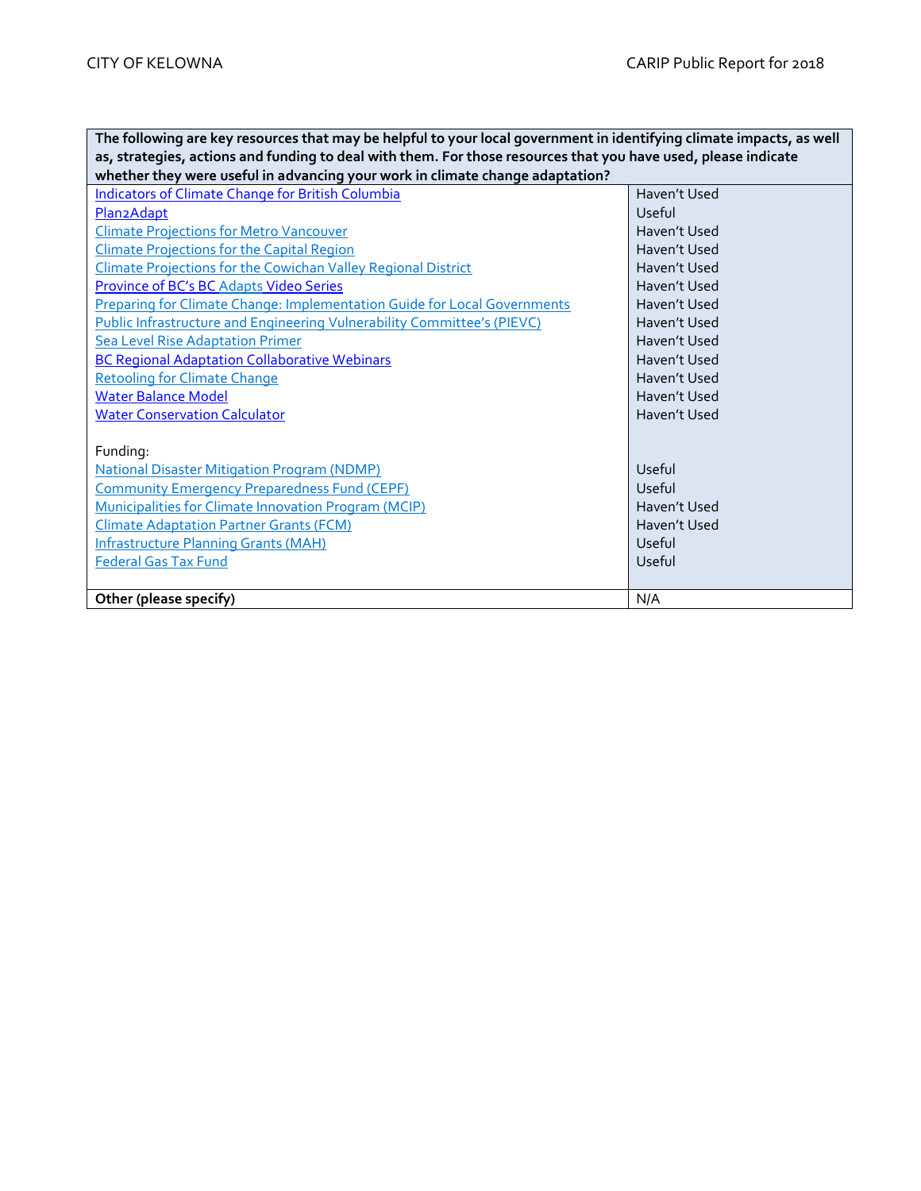| The following are key resources that may be helpful to your local government in identifying climate impacts, as well as, strategies, actions and funding to deal with them. For those resources that you have used, please indicate whether they were useful in advancing your work in climate change adaptation? | |
|---|---|
| Indicators of Climate Change for British Columbia | Haven't Used |
| Plan2Adapt | Useful |
| Climate Projections for Metro Vancouver | Haven't Used |
| Climate Projections for the Capital Region | Haven't Used |
| Climate Projections for the Cowichan Valley Regional District | Haven't Used |
| Province of BC's BC Adapts Video Series | Haven't Used |
| Preparing for Climate Change: Implementation Guide for Local Governments | Haven't Used |
| Public Infrastructure and Engineering Vulnerability Committee's (PIEVC) | Haven't Used |
| Sea Level Rise Adaptation Primer | Haven't Used |
| BC Regional Adaptation Collaborative Webinars | Haven't Used |
| Retooling for Climate Change | Haven't Used |
| Water Balance Model | Haven't Used |
| Water Conservation Calculator | Haven't Used |
| Funding: | |
| National Disaster Mitigation Program (NDMP) | Useful |
| Community Emergency Preparedness Fund (CEPF) | Useful |
| Municipalities for Climate Innovation Program (MCIP) | Haven't Used |
| Climate Adaptation Partner Grants (FCM) | Haven't Used |
| Infrastructure Planning Grants (MAH) | Useful |
| Federal Gas Tax Fund | Useful |
| **Other (please specify)** | N/A |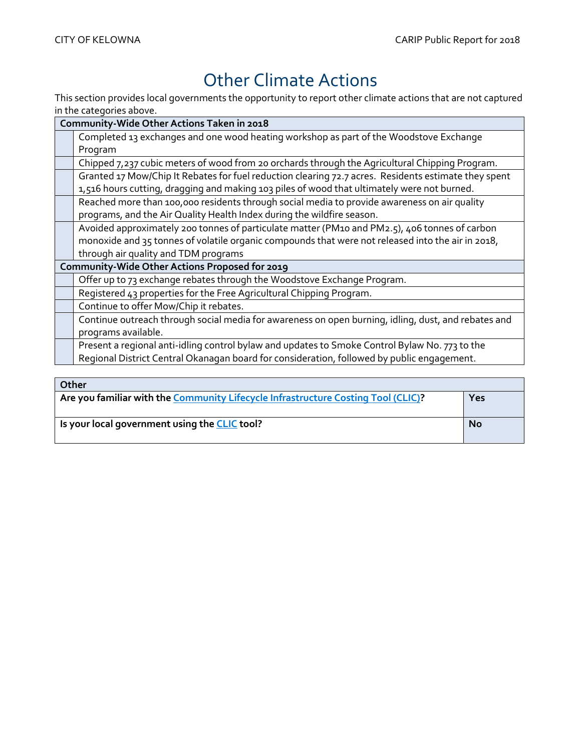# Other Climate Actions

This section provides local governments the opportunity to report other climate actions that are not captured in the categories above.

| Community-Wide Other Actions Taken in 2018 | |
|---|---|
| | Completed 13 exchanges and one wood heating workshop as part of the Woodstove Exchange Program |
| | Chipped 7,237 cubic meters of wood from 20 orchards through the Agricultural Chipping Program. |
| | Granted 17 Mow/Chip It Rebates for fuel reduction clearing 72.7 acres. Residents estimate they spent 1,516 hours cutting, dragging and making 103 piles of wood that ultimately were not burned. |
| | Reached more than 100,000 residents through social media to provide awareness on air quality programs, and the Air Quality Health Index during the wildfire season. |
| | Avoided approximately 200 tonnes of particulate matter (PM10 and PM2.5), 406 tonnes of carbon monoxide and 35 tonnes of volatile organic compounds that were not released into the air in 2018, through air quality and TDM programs |
| **Community-Wide Other Actions Proposed for 2019** | |
| | Offer up to 73 exchange rebates through the Woodstove Exchange Program. |
| | Registered 43 properties for the Free Agricultural Chipping Program. |
| | Continue to offer Mow/Chip it rebates. |
| | Continue outreach through social media for awareness on open burning, idling, dust, and rebates and programs available. |
| | Present a regional anti-idling control bylaw and updates to Smoke Control Bylaw No. 773 to the Regional District Central Okanagan board for consideration, followed by public engagement. |

| Other | |
|---|---|
| **Are you familiar with the Community Lifecycle Infrastructure Costing Tool (CLIC)?** | **Yes** |
| **Is your local government using the CLIC tool?** | **No** |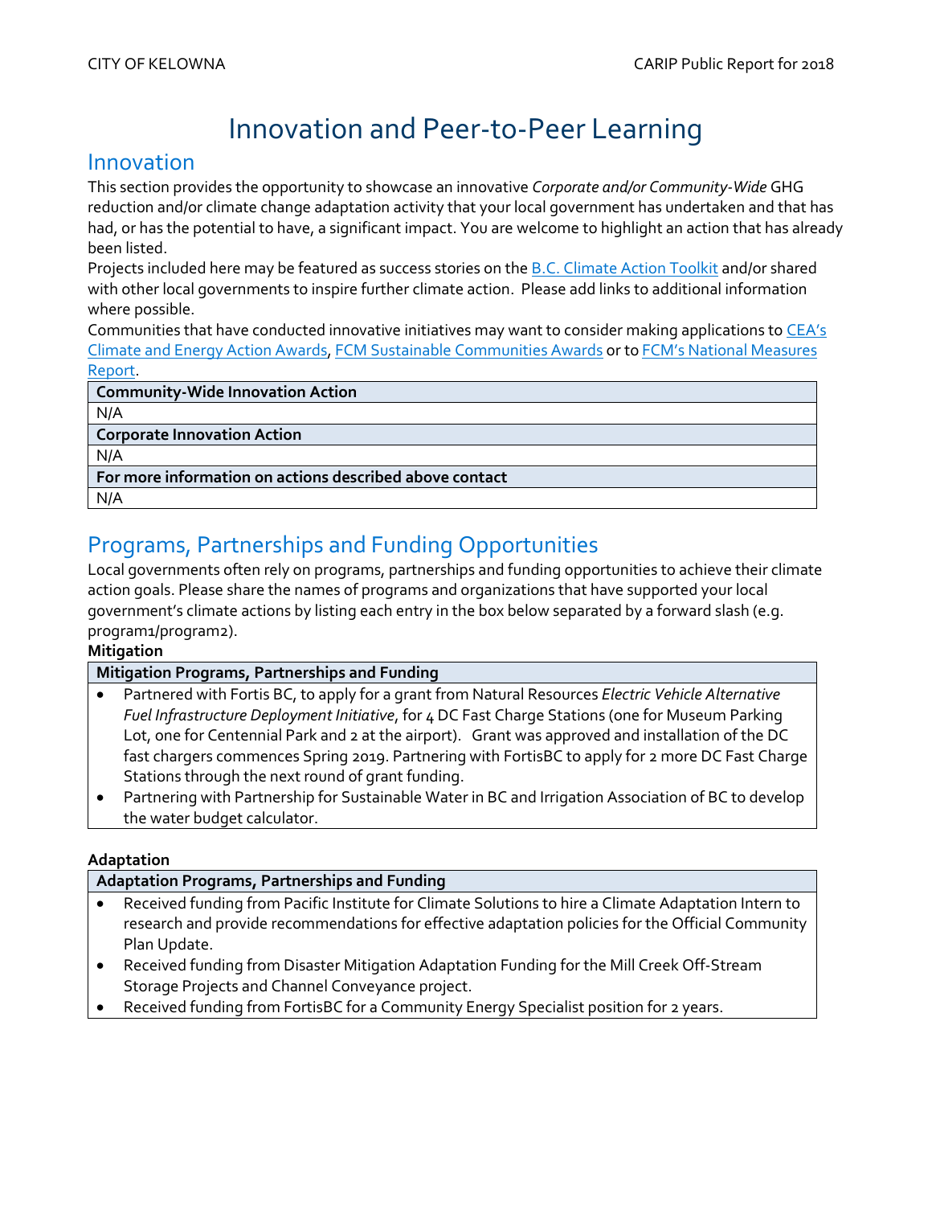# Innovation and Peer-to-Peer Learning

## Innovation

This section provides the opportunity to showcase an innovative *Corporate and/or Community-Wide* GHG reduction and/or climate change adaptation activity that your local government has undertaken and that has had, or has the potential to have, a significant impact. You are welcome to highlight an action that has already been listed.

Projects included here may be featured as success stories on the B.C. Climate Action Toolkit and/or shared with other local governments to inspire further climate action. Please add links to additional information where possible.

Communities that have conducted innovative initiatives may want to consider making applications to CEA's Climate and Energy Action Awards, FCM Sustainable Communities Awards or to FCM's National Measures Report.

| **Community-Wide Innovation Action** |
|---|
| N/A |
| **Corporate Innovation Action** |
| N/A |
| **For more information on actions described above contact** |
| N/A |

## Programs, Partnerships and Funding Opportunities

Local governments often rely on programs, partnerships and funding opportunities to achieve their climate action goals. Please share the names of programs and organizations that have supported your local government's climate actions by listing each entry in the box below separated by a forward slash (e.g. program1/program2).

**Mitigation**

**Mitigation Programs, Partnerships and Funding**

- Partnered with Fortis BC, to apply for a grant from Natural Resources *Electric Vehicle Alternative Fuel Infrastructure Deployment Initiative*, for 4 DC Fast Charge Stations (one for Museum Parking Lot, one for Centennial Park and 2 at the airport). Grant was approved and installation of the DC fast chargers commences Spring 2019. Partnering with FortisBC to apply for 2 more DC Fast Charge Stations through the next round of grant funding.
- Partnering with Partnership for Sustainable Water in BC and Irrigation Association of BC to develop the water budget calculator.

**Adaptation**

**Adaptation Programs, Partnerships and Funding**

- Received funding from Pacific Institute for Climate Solutions to hire a Climate Adaptation Intern to research and provide recommendations for effective adaptation policies for the Official Community Plan Update.
- Received funding from Disaster Mitigation Adaptation Funding for the Mill Creek Off-Stream Storage Projects and Channel Conveyance project.
- Received funding from FortisBC for a Community Energy Specialist position for 2 years.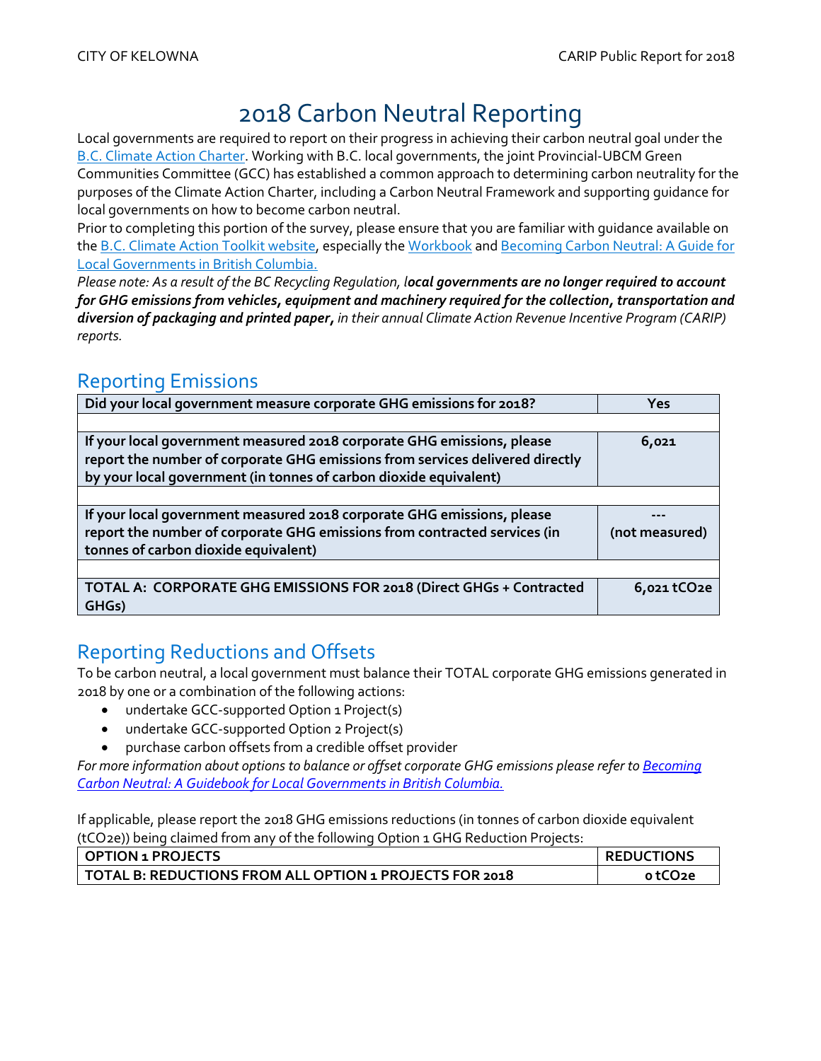# 2018 Carbon Neutral Reporting

Local governments are required to report on their progress in achieving their carbon neutral goal under the B.C. Climate Action Charter. Working with B.C. local governments, the joint Provincial-UBCM Green Communities Committee (GCC) has established a common approach to determining carbon neutrality for the purposes of the Climate Action Charter, including a Carbon Neutral Framework and supporting guidance for local governments on how to become carbon neutral.

Prior to completing this portion of the survey, please ensure that you are familiar with guidance available on the B.C. Climate Action Toolkit website, especially the Workbook and Becoming Carbon Neutral: A Guide for Local Governments in British Columbia.

*Please note: As a result of the BC Recycling Regulation, l**ocal governments are no longer required to account for GHG emissions from vehicles, equipment and machinery required for the collection, transportation and diversion of packaging and printed paper,** in their annual Climate Action Revenue Incentive Program (CARIP) reports.*

## Reporting Emissions

| **Did your local government measure corporate GHG emissions for 2018?** | **Yes** |
|---|---|
| | |
| **If your local government measured 2018 corporate GHG emissions, please report the number of corporate GHG emissions from services delivered directly by your local government (in tonnes of carbon dioxide equivalent)** | **6,021** |
| | |
| **If your local government measured 2018 corporate GHG emissions, please report the number of corporate GHG emissions from contracted services (in tonnes of carbon dioxide equivalent)** | **--- (not measured)** |
| | |
| **TOTAL A: CORPORATE GHG EMISSIONS FOR 2018 (Direct GHGs + Contracted GHGs)** | **6,021 tCO2e** |

## Reporting Reductions and Offsets

To be carbon neutral, a local government must balance their TOTAL corporate GHG emissions generated in 2018 by one or a combination of the following actions:

- undertake GCC-supported Option 1 Project(s)
- undertake GCC-supported Option 2 Project(s)
- purchase carbon offsets from a credible offset provider

*For more information about options to balance or offset corporate GHG emissions please refer to Becoming Carbon Neutral: A Guidebook for Local Governments in British Columbia.*

If applicable, please report the 2018 GHG emissions reductions (in tonnes of carbon dioxide equivalent (tCO2e)) being claimed from any of the following Option 1 GHG Reduction Projects:

| **OPTION 1 PROJECTS** | **REDUCTIONS** |
|---|---|
| **TOTAL B: REDUCTIONS FROM ALL OPTION 1 PROJECTS FOR 2018** | **0 tCO2e** |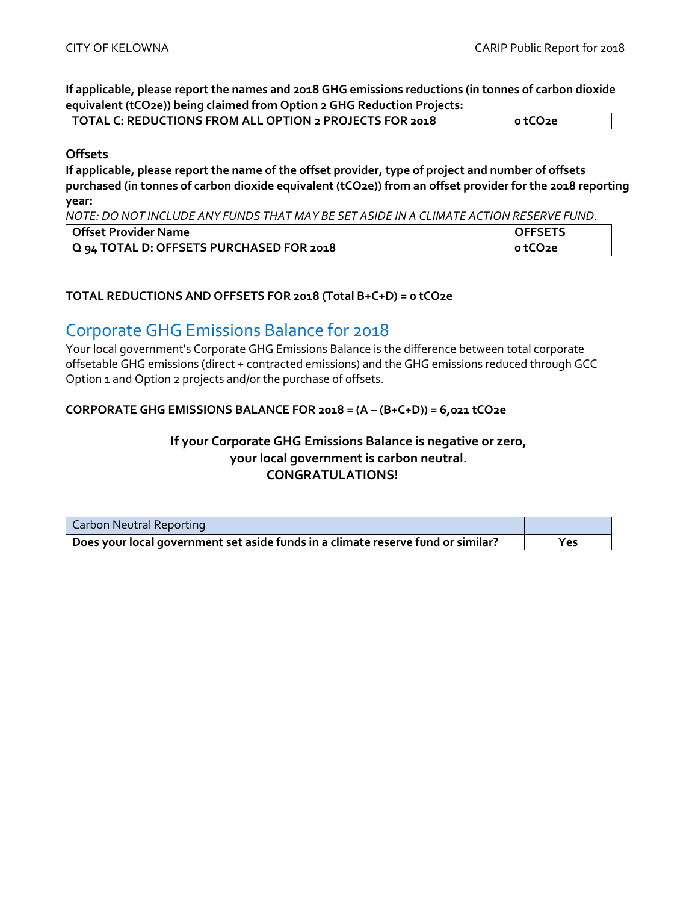**If applicable, please report the names and 2018 GHG emissions reductions (in tonnes of carbon dioxide equivalent (tCO2e)) being claimed from Option 2 GHG Reduction Projects:**

| TOTAL C: REDUCTIONS FROM ALL OPTION 2 PROJECTS FOR 2018 | 0 tCO2e |
|---|---|

**Offsets**

**If applicable, please report the name of the offset provider, type of project and number of offsets purchased (in tonnes of carbon dioxide equivalent (tCO2e)) from an offset provider for the 2018 reporting year:**

*NOTE: DO NOT INCLUDE ANY FUNDS THAT MAY BE SET ASIDE IN A CLIMATE ACTION RESERVE FUND.*

| Offset Provider Name | OFFSETS |
|---|---|
| Q 94 TOTAL D: OFFSETS PURCHASED FOR 2018 | 0 tCO2e |

**TOTAL REDUCTIONS AND OFFSETS FOR 2018 (Total B+C+D) = 0 tCO2e**

## Corporate GHG Emissions Balance for 2018

Your local government's Corporate GHG Emissions Balance is the difference between total corporate offsetable GHG emissions (direct + contracted emissions) and the GHG emissions reduced through GCC Option 1 and Option 2 projects and/or the purchase of offsets.

**CORPORATE GHG EMISSIONS BALANCE FOR 2018 = (A – (B+C+D)) = 6,021 tCO2e**

**If your Corporate GHG Emissions Balance is negative or zero, your local government is carbon neutral. CONGRATULATIONS!**

| Carbon Neutral Reporting | |
|---|---|
| **Does your local government set aside funds in a climate reserve fund or similar?** | Yes |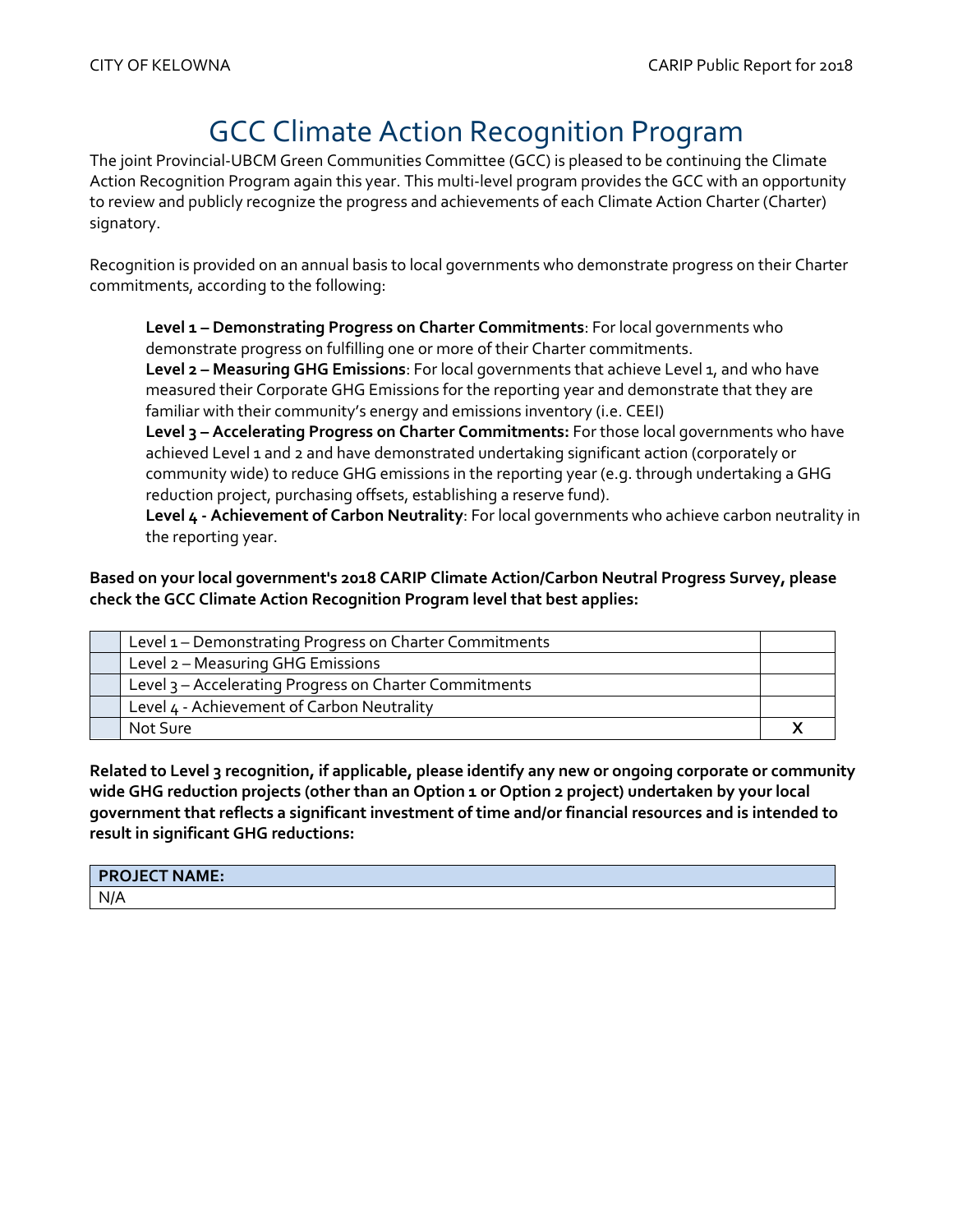# GCC Climate Action Recognition Program

The joint Provincial-UBCM Green Communities Committee (GCC) is pleased to be continuing the Climate Action Recognition Program again this year. This multi-level program provides the GCC with an opportunity to review and publicly recognize the progress and achievements of each Climate Action Charter (Charter) signatory.

Recognition is provided on an annual basis to local governments who demonstrate progress on their Charter commitments, according to the following:

**Level 1 – Demonstrating Progress on Charter Commitments**: For local governments who demonstrate progress on fulfilling one or more of their Charter commitments.
**Level 2 – Measuring GHG Emissions**: For local governments that achieve Level 1, and who have measured their Corporate GHG Emissions for the reporting year and demonstrate that they are familiar with their community's energy and emissions inventory (i.e. CEEI)
**Level 3 – Accelerating Progress on Charter Commitments:** For those local governments who have achieved Level 1 and 2 and have demonstrated undertaking significant action (corporately or community wide) to reduce GHG emissions in the reporting year (e.g. through undertaking a GHG reduction project, purchasing offsets, establishing a reserve fund).
**Level 4 - Achievement of Carbon Neutrality**: For local governments who achieve carbon neutrality in the reporting year.

**Based on your local government's 2018 CARIP Climate Action/Carbon Neutral Progress Survey, please check the GCC Climate Action Recognition Program level that best applies:**

| | | |
|---|---|---|
| | Level 1 – Demonstrating Progress on Charter Commitments | |
| | Level 2 – Measuring GHG Emissions | |
| | Level 3 – Accelerating Progress on Charter Commitments | |
| | Level 4 - Achievement of Carbon Neutrality | |
| | Not Sure | X |

**Related to Level 3 recognition, if applicable, please identify any new or ongoing corporate or community wide GHG reduction projects (other than an Option 1 or Option 2 project) undertaken by your local government that reflects a significant investment of time and/or financial resources and is intended to result in significant GHG reductions:**

| PROJECT NAME: |
|---|
| N/A |